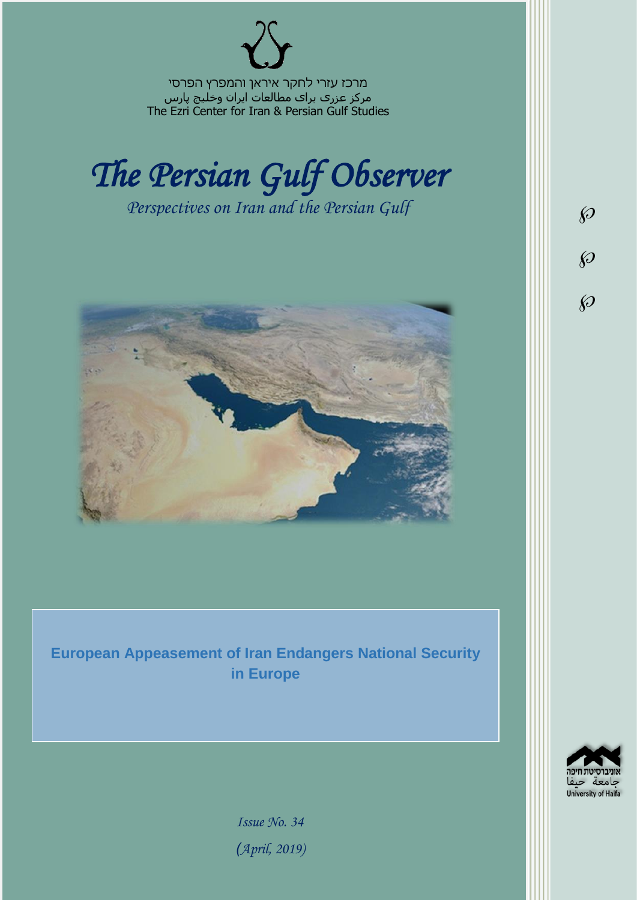מרכז עזרי לחקר איראן והמפרץ הפרסי
مرکز عزری برای مطالعات ایران وخلیج پارس
The Ezri Center for Iran & Persian Gulf Studies

# *The Persian Gulf Observer*

*Perspectives on Iran and the Persian Gulf*

## European Appeasement of Iran Endangers National Security in Europe

*Issue No. 34*

*(April, 2019)*

אוניברסיטת חיפה
جامعة حيفا
University of Haifa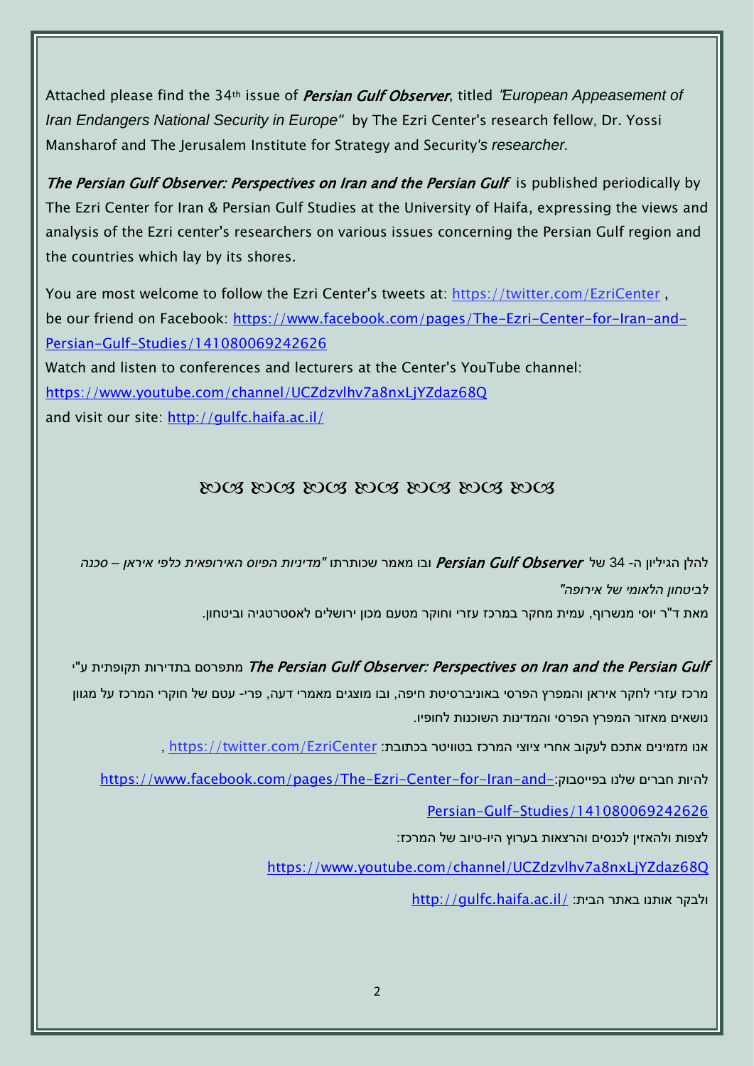Attached please find the 34th issue of ***Persian Gulf Observer***, titled *"European Appeasement of Iran Endangers National Security in Europe"* by The Ezri Center's research fellow, Dr. Yossi Mansharof and The Jerusalem Institute for Strategy and Security's *researcher.*

***The Persian Gulf Observer: Perspectives on Iran and the Persian Gulf*** is published periodically by The Ezri Center for Iran & Persian Gulf Studies at the University of Haifa, expressing the views and analysis of the Ezri center's researchers on various issues concerning the Persian Gulf region and the countries which lay by its shores.

You are most welcome to follow the Ezri Center's tweets at: https://twitter.com/EzriCenter , be our friend on Facebook: https://www.facebook.com/pages/The-Ezri-Center-for-Iran-and-Persian-Gulf-Studies/141080069242626
Watch and listen to conferences and lecturers at the Center's YouTube channel:
https://www.youtube.com/channel/UCZdzvlhv7a8nxLjYZdaz68Q
and visit our site: http://gulfc.haifa.ac.il/

ꕥ ꕥ ꕥ ꕥ ꕥ ꕥ ꕥ

להלן הגיליון ה- 34 של ***Persian Gulf Observer*** ובו מאמר שכותרתו *"מדיניות הפיוס האירופאית כלפי איראן – סכנה לביטחון הלאומי של אירופה"*
מאת ד"ר יוסי מנשרוף, עמית מחקר במרכז עזרי וחוקר מטעם מכון ירושלים לאסטרטגיה וביטחון.

***The Persian Gulf Observer: Perspectives on Iran and the Persian Gulf*** מתפרסם בתדירות תקופתית ע"י מרכז עזרי לחקר איראן והמפרץ הפרסי באוניברסיטת חיפה, ובו מוצגים מאמרי דעה, פרי- עטם של חוקרי המרכז על מגוון נושאים מאזור המפרץ הפרסי והמדינות השוכנות לחופיו.

אנו מזמינים אתכם לעקוב אחרי ציוצי המרכז בטוויטר בכתובת: https://twitter.com/EzriCenter ,

להיות חברים שלנו בפייסבוק: https://www.facebook.com/pages/The-Ezri-Center-for-Iran-and-Persian-Gulf-Studies/141080069242626

לצפות ולהאזין לכנסים והרצאות בערוץ היו-טיוב של המרכז:

https://www.youtube.com/channel/UCZdzvlhv7a8nxLjYZdaz68Q

ולבקר אותנו באתר הבית: http://gulfc.haifa.ac.il/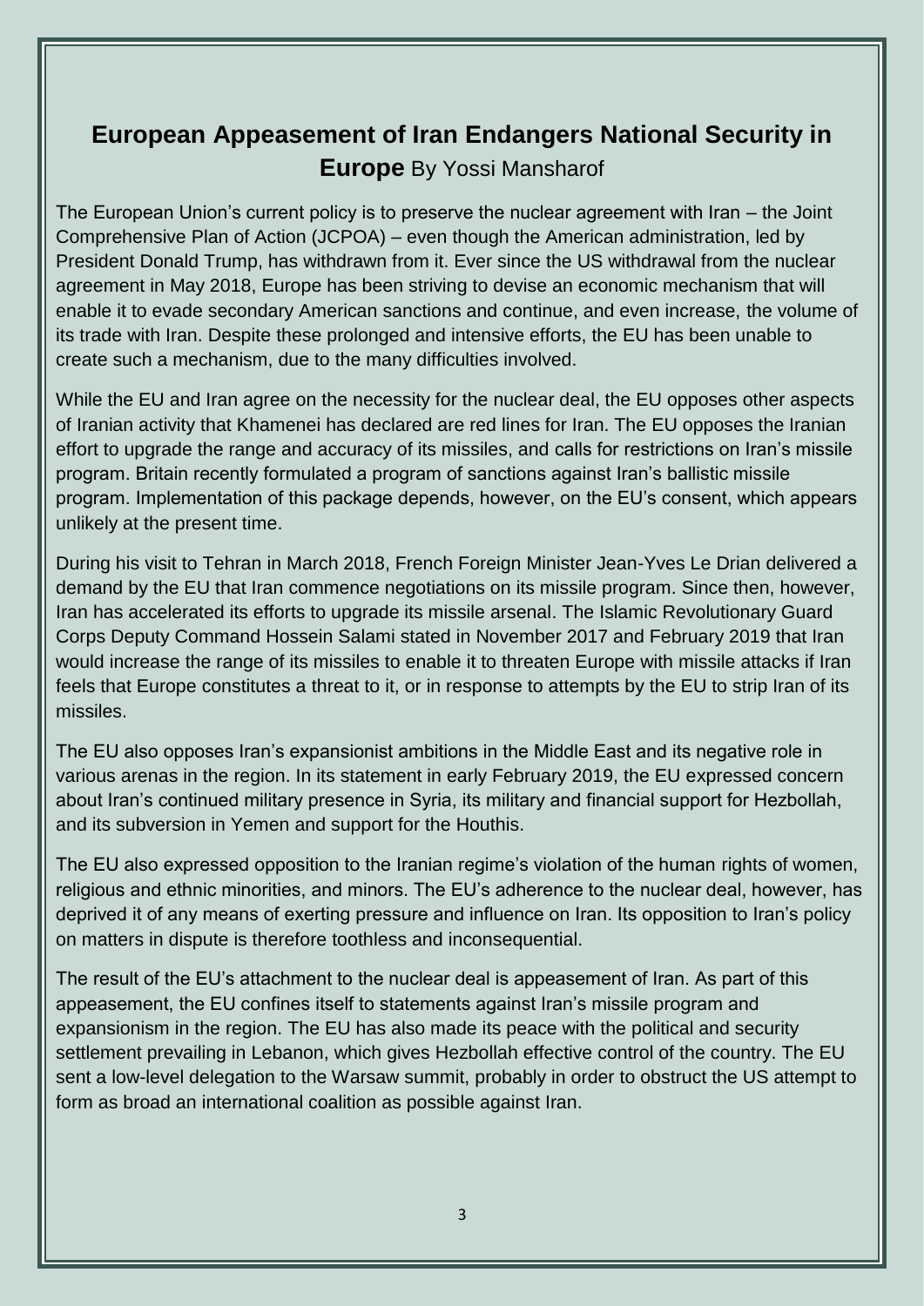# European Appeasement of Iran Endangers National Security in Europe

By Yossi Mansharof

The European Union's current policy is to preserve the nuclear agreement with Iran – the Joint Comprehensive Plan of Action (JCPOA) – even though the American administration, led by President Donald Trump, has withdrawn from it. Ever since the US withdrawal from the nuclear agreement in May 2018, Europe has been striving to devise an economic mechanism that will enable it to evade secondary American sanctions and continue, and even increase, the volume of its trade with Iran. Despite these prolonged and intensive efforts, the EU has been unable to create such a mechanism, due to the many difficulties involved.

While the EU and Iran agree on the necessity for the nuclear deal, the EU opposes other aspects of Iranian activity that Khamenei has declared are red lines for Iran. The EU opposes the Iranian effort to upgrade the range and accuracy of its missiles, and calls for restrictions on Iran's missile program. Britain recently formulated a program of sanctions against Iran's ballistic missile program. Implementation of this package depends, however, on the EU's consent, which appears unlikely at the present time.

During his visit to Tehran in March 2018, French Foreign Minister Jean-Yves Le Drian delivered a demand by the EU that Iran commence negotiations on its missile program. Since then, however, Iran has accelerated its efforts to upgrade its missile arsenal. The Islamic Revolutionary Guard Corps Deputy Command Hossein Salami stated in November 2017 and February 2019 that Iran would increase the range of its missiles to enable it to threaten Europe with missile attacks if Iran feels that Europe constitutes a threat to it, or in response to attempts by the EU to strip Iran of its missiles.

The EU also opposes Iran's expansionist ambitions in the Middle East and its negative role in various arenas in the region. In its statement in early February 2019, the EU expressed concern about Iran's continued military presence in Syria, its military and financial support for Hezbollah, and its subversion in Yemen and support for the Houthis.

The EU also expressed opposition to the Iranian regime's violation of the human rights of women, religious and ethnic minorities, and minors. The EU's adherence to the nuclear deal, however, has deprived it of any means of exerting pressure and influence on Iran. Its opposition to Iran's policy on matters in dispute is therefore toothless and inconsequential.

The result of the EU's attachment to the nuclear deal is appeasement of Iran. As part of this appeasement, the EU confines itself to statements against Iran's missile program and expansionism in the region. The EU has also made its peace with the political and security settlement prevailing in Lebanon, which gives Hezbollah effective control of the country. The EU sent a low-level delegation to the Warsaw summit, probably in order to obstruct the US attempt to form as broad an international coalition as possible against Iran.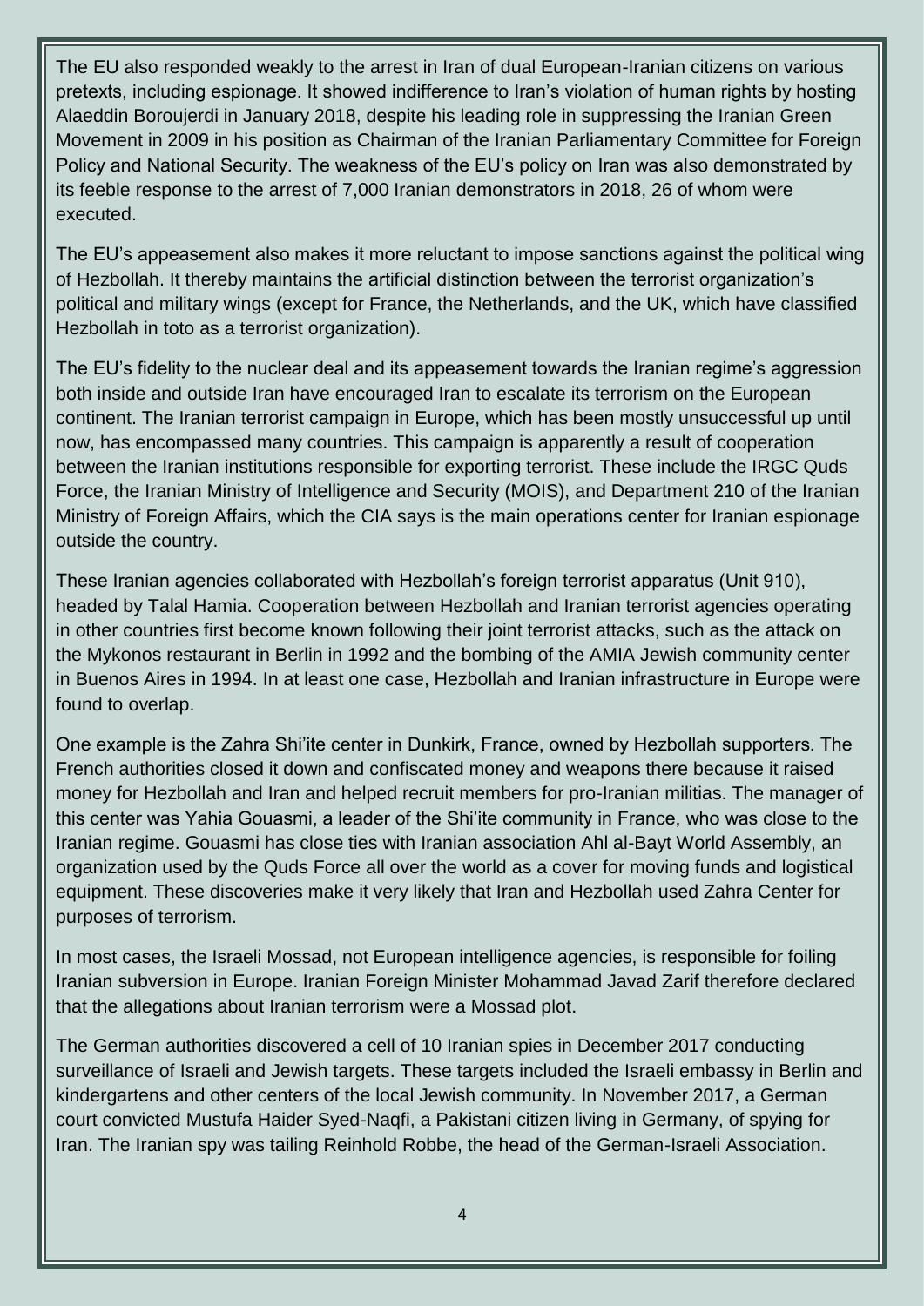The EU also responded weakly to the arrest in Iran of dual European-Iranian citizens on various pretexts, including espionage. It showed indifference to Iran's violation of human rights by hosting Alaeddin Boroujerdi in January 2018, despite his leading role in suppressing the Iranian Green Movement in 2009 in his position as Chairman of the Iranian Parliamentary Committee for Foreign Policy and National Security. The weakness of the EU's policy on Iran was also demonstrated by its feeble response to the arrest of 7,000 Iranian demonstrators in 2018, 26 of whom were executed.

The EU's appeasement also makes it more reluctant to impose sanctions against the political wing of Hezbollah. It thereby maintains the artificial distinction between the terrorist organization's political and military wings (except for France, the Netherlands, and the UK, which have classified Hezbollah in toto as a terrorist organization).

The EU's fidelity to the nuclear deal and its appeasement towards the Iranian regime's aggression both inside and outside Iran have encouraged Iran to escalate its terrorism on the European continent. The Iranian terrorist campaign in Europe, which has been mostly unsuccessful up until now, has encompassed many countries. This campaign is apparently a result of cooperation between the Iranian institutions responsible for exporting terrorist. These include the IRGC Quds Force, the Iranian Ministry of Intelligence and Security (MOIS), and Department 210 of the Iranian Ministry of Foreign Affairs, which the CIA says is the main operations center for Iranian espionage outside the country.

These Iranian agencies collaborated with Hezbollah's foreign terrorist apparatus (Unit 910), headed by Talal Hamia. Cooperation between Hezbollah and Iranian terrorist agencies operating in other countries first become known following their joint terrorist attacks, such as the attack on the Mykonos restaurant in Berlin in 1992 and the bombing of the AMIA Jewish community center in Buenos Aires in 1994. In at least one case, Hezbollah and Iranian infrastructure in Europe were found to overlap.

One example is the Zahra Shi'ite center in Dunkirk, France, owned by Hezbollah supporters. The French authorities closed it down and confiscated money and weapons there because it raised money for Hezbollah and Iran and helped recruit members for pro-Iranian militias. The manager of this center was Yahia Gouasmi, a leader of the Shi'ite community in France, who was close to the Iranian regime. Gouasmi has close ties with Iranian association Ahl al-Bayt World Assembly, an organization used by the Quds Force all over the world as a cover for moving funds and logistical equipment. These discoveries make it very likely that Iran and Hezbollah used Zahra Center for purposes of terrorism.

In most cases, the Israeli Mossad, not European intelligence agencies, is responsible for foiling Iranian subversion in Europe. Iranian Foreign Minister Mohammad Javad Zarif therefore declared that the allegations about Iranian terrorism were a Mossad plot.

The German authorities discovered a cell of 10 Iranian spies in December 2017 conducting surveillance of Israeli and Jewish targets. These targets included the Israeli embassy in Berlin and kindergartens and other centers of the local Jewish community. In November 2017, a German court convicted Mustufa Haider Syed-Naqfi, a Pakistani citizen living in Germany, of spying for Iran. The Iranian spy was tailing Reinhold Robbe, the head of the German-Israeli Association.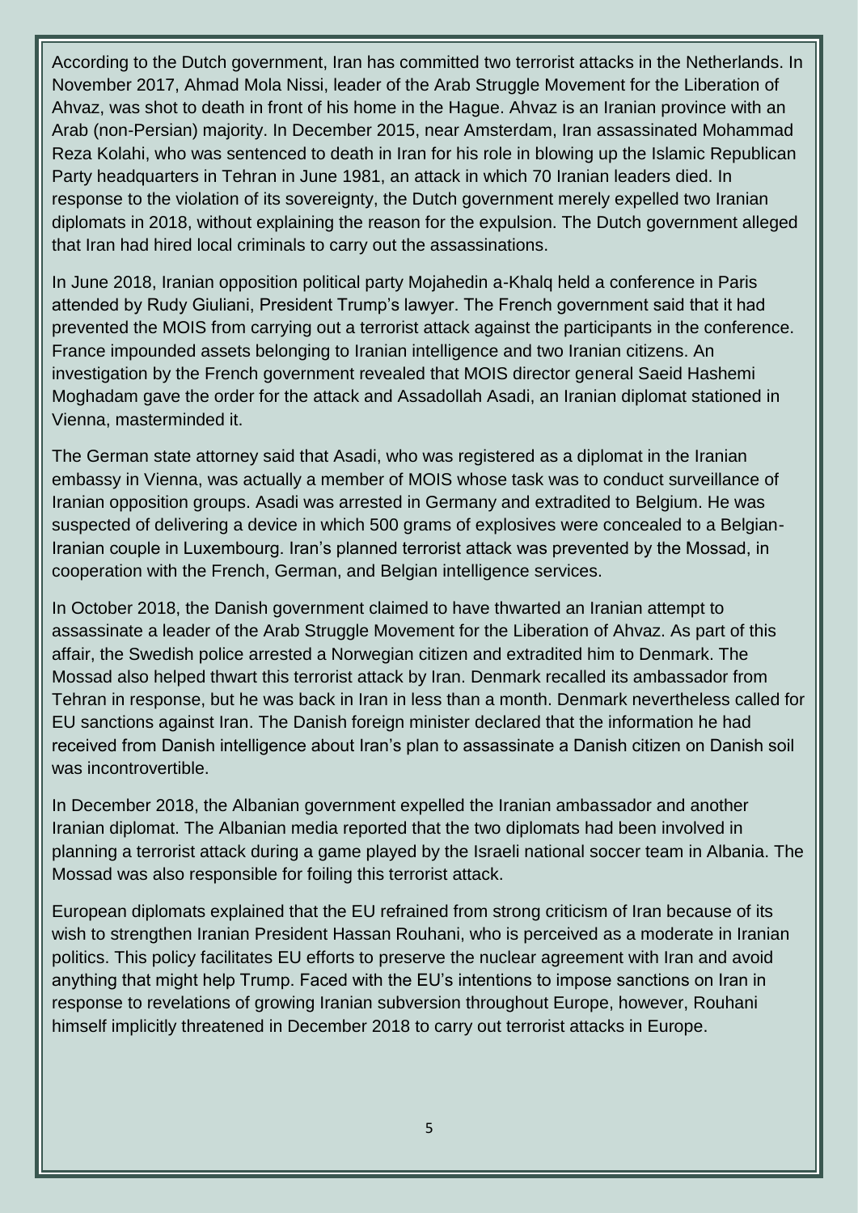According to the Dutch government, Iran has committed two terrorist attacks in the Netherlands. In November 2017, Ahmad Mola Nissi, leader of the Arab Struggle Movement for the Liberation of Ahvaz, was shot to death in front of his home in the Hague. Ahvaz is an Iranian province with an Arab (non-Persian) majority. In December 2015, near Amsterdam, Iran assassinated Mohammad Reza Kolahi, who was sentenced to death in Iran for his role in blowing up the Islamic Republican Party headquarters in Tehran in June 1981, an attack in which 70 Iranian leaders died. In response to the violation of its sovereignty, the Dutch government merely expelled two Iranian diplomats in 2018, without explaining the reason for the expulsion. The Dutch government alleged that Iran had hired local criminals to carry out the assassinations.

In June 2018, Iranian opposition political party Mojahedin a-Khalq held a conference in Paris attended by Rudy Giuliani, President Trump's lawyer. The French government said that it had prevented the MOIS from carrying out a terrorist attack against the participants in the conference. France impounded assets belonging to Iranian intelligence and two Iranian citizens. An investigation by the French government revealed that MOIS director general Saeid Hashemi Moghadam gave the order for the attack and Assadollah Asadi, an Iranian diplomat stationed in Vienna, masterminded it.

The German state attorney said that Asadi, who was registered as a diplomat in the Iranian embassy in Vienna, was actually a member of MOIS whose task was to conduct surveillance of Iranian opposition groups. Asadi was arrested in Germany and extradited to Belgium. He was suspected of delivering a device in which 500 grams of explosives were concealed to a Belgian-Iranian couple in Luxembourg. Iran's planned terrorist attack was prevented by the Mossad, in cooperation with the French, German, and Belgian intelligence services.

In October 2018, the Danish government claimed to have thwarted an Iranian attempt to assassinate a leader of the Arab Struggle Movement for the Liberation of Ahvaz. As part of this affair, the Swedish police arrested a Norwegian citizen and extradited him to Denmark. The Mossad also helped thwart this terrorist attack by Iran. Denmark recalled its ambassador from Tehran in response, but he was back in Iran in less than a month. Denmark nevertheless called for EU sanctions against Iran. The Danish foreign minister declared that the information he had received from Danish intelligence about Iran's plan to assassinate a Danish citizen on Danish soil was incontrovertible.

In December 2018, the Albanian government expelled the Iranian ambassador and another Iranian diplomat. The Albanian media reported that the two diplomats had been involved in planning a terrorist attack during a game played by the Israeli national soccer team in Albania. The Mossad was also responsible for foiling this terrorist attack.

European diplomats explained that the EU refrained from strong criticism of Iran because of its wish to strengthen Iranian President Hassan Rouhani, who is perceived as a moderate in Iranian politics. This policy facilitates EU efforts to preserve the nuclear agreement with Iran and avoid anything that might help Trump. Faced with the EU's intentions to impose sanctions on Iran in response to revelations of growing Iranian subversion throughout Europe, however, Rouhani himself implicitly threatened in December 2018 to carry out terrorist attacks in Europe.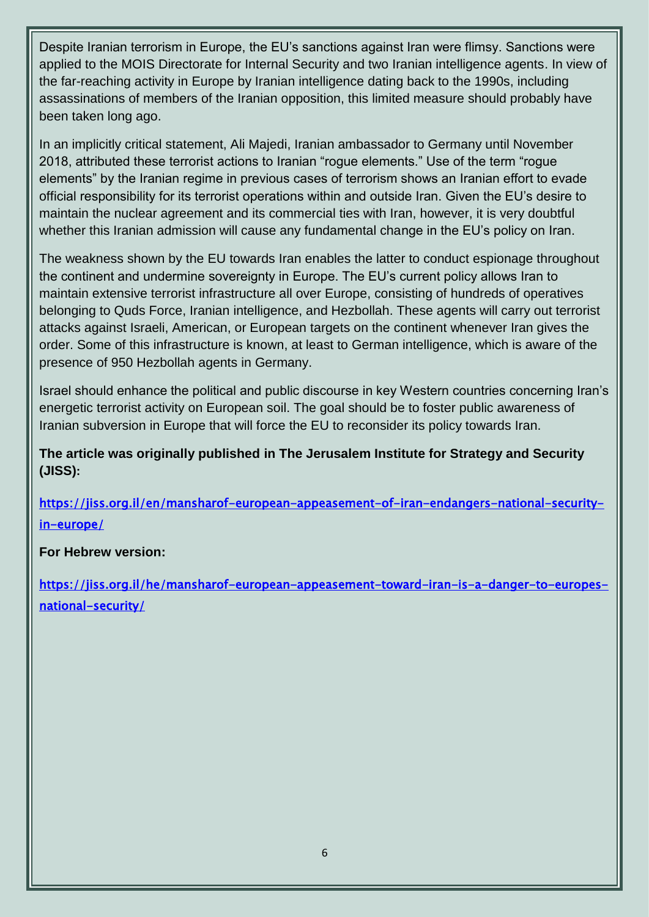Despite Iranian terrorism in Europe, the EU's sanctions against Iran were flimsy. Sanctions were applied to the MOIS Directorate for Internal Security and two Iranian intelligence agents. In view of the far-reaching activity in Europe by Iranian intelligence dating back to the 1990s, including assassinations of members of the Iranian opposition, this limited measure should probably have been taken long ago.

In an implicitly critical statement, Ali Majedi, Iranian ambassador to Germany until November 2018, attributed these terrorist actions to Iranian "rogue elements." Use of the term "rogue elements" by the Iranian regime in previous cases of terrorism shows an Iranian effort to evade official responsibility for its terrorist operations within and outside Iran. Given the EU's desire to maintain the nuclear agreement and its commercial ties with Iran, however, it is very doubtful whether this Iranian admission will cause any fundamental change in the EU's policy on Iran.

The weakness shown by the EU towards Iran enables the latter to conduct espionage throughout the continent and undermine sovereignty in Europe. The EU's current policy allows Iran to maintain extensive terrorist infrastructure all over Europe, consisting of hundreds of operatives belonging to Quds Force, Iranian intelligence, and Hezbollah. These agents will carry out terrorist attacks against Israeli, American, or European targets on the continent whenever Iran gives the order. Some of this infrastructure is known, at least to German intelligence, which is aware of the presence of 950 Hezbollah agents in Germany.

Israel should enhance the political and public discourse in key Western countries concerning Iran's energetic terrorist activity on European soil. The goal should be to foster public awareness of Iranian subversion in Europe that will force the EU to reconsider its policy towards Iran.

**The article was originally published in The Jerusalem Institute for Strategy and Security (JISS):**

https://jiss.org.il/en/mansharof-european-appeasement-of-iran-endangers-national-security-in-europe/

**For Hebrew version:**

https://jiss.org.il/he/mansharof-european-appeasement-toward-iran-is-a-danger-to-europes-national-security/